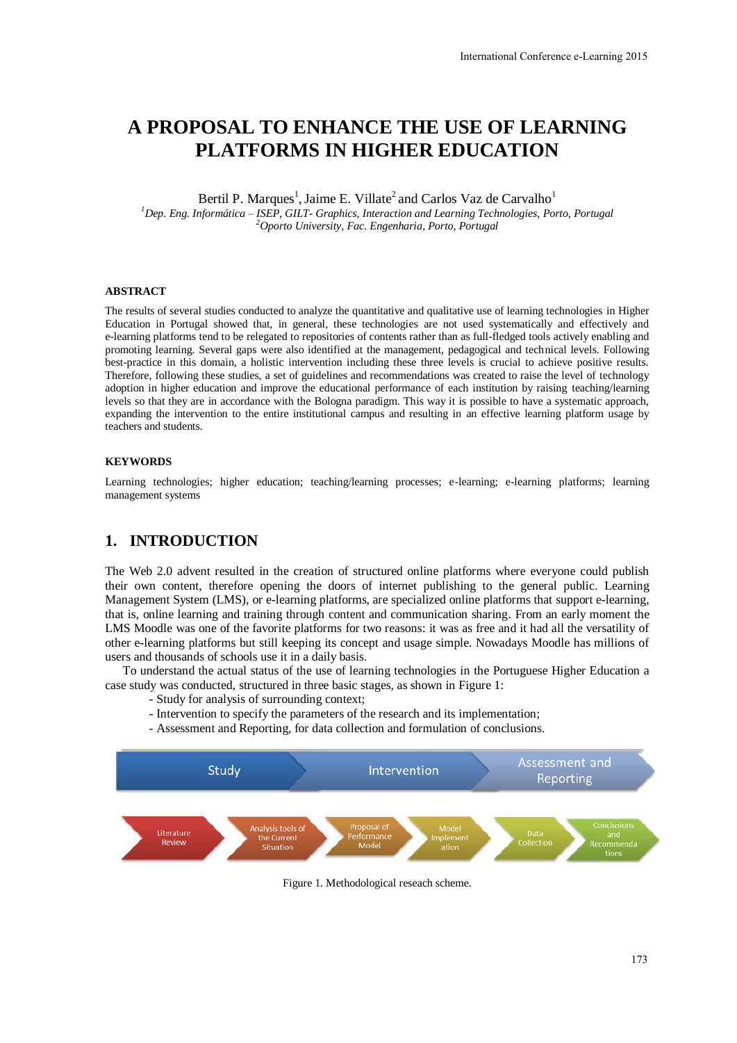# A PROPOSAL TO ENHANCE THE USE OF LEARNING PLATFORMS IN HIGHER EDUCATION

Bertil P. Marques[1], Jaime E. Villate[2] and Carlos Vaz de Carvalho[1]

[1]*Dep. Eng. Informática – ISEP, GILT- Graphics, Interaction and Learning Technologies, Porto, Portugal*
[2]*Oporto University, Fac. Engenharia, Porto, Portugal*

#### ABSTRACT

The results of several studies conducted to analyze the quantitative and qualitative use of learning technologies in Higher Education in Portugal showed that, in general, these technologies are not used systematically and effectively and e-learning platforms tend to be relegated to repositories of contents rather than as full-fledged tools actively enabling and promoting learning. Several gaps were also identified at the management, pedagogical and technical levels. Following best-practice in this domain, a holistic intervention including these three levels is crucial to achieve positive results. Therefore, following these studies, a set of guidelines and recommendations was created to raise the level of technology adoption in higher education and improve the educational performance of each institution by raising teaching/learning levels so that they are in accordance with the Bologna paradigm. This way it is possible to have a systematic approach, expanding the intervention to the entire institutional campus and resulting in an effective learning platform usage by teachers and students.

#### KEYWORDS

Learning technologies; higher education; teaching/learning processes; e-learning; e-learning platforms; learning management systems

## 1. INTRODUCTION

The Web 2.0 advent resulted in the creation of structured online platforms where everyone could publish their own content, therefore opening the doors of internet publishing to the general public. Learning Management System (LMS), or e-learning platforms, are specialized online platforms that support e-learning, that is, online learning and training through content and communication sharing. From an early moment the LMS Moodle was one of the favorite platforms for two reasons: it was as free and it had all the versatility of other e-learning platforms but still keeping its concept and usage simple. Nowadays Moodle has millions of users and thousands of schools use it in a daily basis.

To understand the actual status of the use of learning technologies in the Portuguese Higher Education a case study was conducted, structured in three basic stages, as shown in Figure 1:

- Study for analysis of surrounding context;
- Intervention to specify the parameters of the research and its implementation;
- Assessment and Reporting, for data collection and formulation of conclusions.

Study → Intervention → Assessment and Reporting

Literature Review → Analysis tools of the Current Situation → Proposal of Performance Model → Model Implementation → Data Collection → Conclusions and Recommendations

Figure 1. Methodological reseach scheme.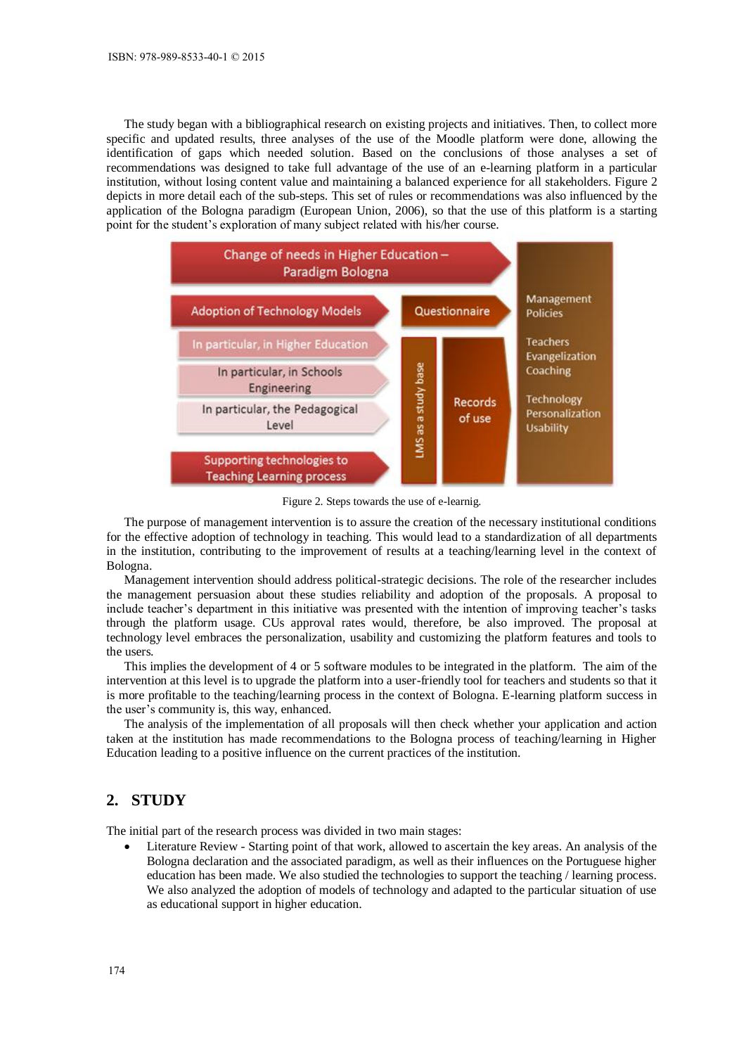The study began with a bibliographical research on existing projects and initiatives. Then, to collect more specific and updated results, three analyses of the use of the Moodle platform were done, allowing the identification of gaps which needed solution. Based on the conclusions of those analyses a set of recommendations was designed to take full advantage of the use of an e-learning platform in a particular institution, without losing content value and maintaining a balanced experience for all stakeholders. Figure 2 depicts in more detail each of the sub-steps. This set of rules or recommendations was also influenced by the application of the Bologna paradigm (European Union, 2006), so that the use of this platform is a starting point for the student's exploration of many subject related with his/her course.

Figure 2. Steps towards the use of e-learnig.

The purpose of management intervention is to assure the creation of the necessary institutional conditions for the effective adoption of technology in teaching. This would lead to a standardization of all departments in the institution, contributing to the improvement of results at a teaching/learning level in the context of Bologna.

Management intervention should address political-strategic decisions. The role of the researcher includes the management persuasion about these studies reliability and adoption of the proposals. A proposal to include teacher's department in this initiative was presented with the intention of improving teacher's tasks through the platform usage. CUs approval rates would, therefore, be also improved. The proposal at technology level embraces the personalization, usability and customizing the platform features and tools to the users.

This implies the development of 4 or 5 software modules to be integrated in the platform. The aim of the intervention at this level is to upgrade the platform into a user-friendly tool for teachers and students so that it is more profitable to the teaching/learning process in the context of Bologna. E-learning platform success in the user's community is, this way, enhanced.

The analysis of the implementation of all proposals will then check whether your application and action taken at the institution has made recommendations to the Bologna process of teaching/learning in Higher Education leading to a positive influence on the current practices of the institution.

## 2. STUDY

The initial part of the research process was divided in two main stages:

- Literature Review - Starting point of that work, allowed to ascertain the key areas. An analysis of the Bologna declaration and the associated paradigm, as well as their influences on the Portuguese higher education has been made. We also studied the technologies to support the teaching / learning process. We also analyzed the adoption of models of technology and adapted to the particular situation of use as educational support in higher education.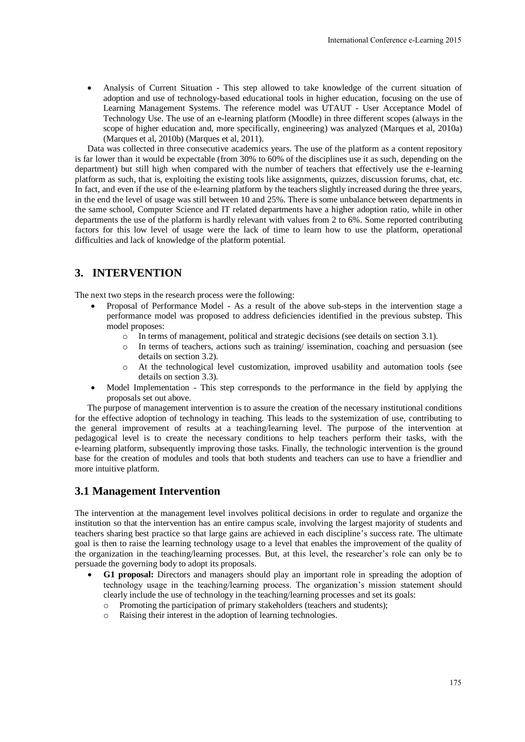- Analysis of Current Situation - This step allowed to take knowledge of the current situation of adoption and use of technology-based educational tools in higher education, focusing on the use of Learning Management Systems. The reference model was UTAUT - User Acceptance Model of Technology Use. The use of an e-learning platform (Moodle) in three different scopes (always in the scope of higher education and, more specifically, engineering) was analyzed (Marques et al, 2010a) (Marques et al, 2010b) (Marques et al, 2011).

Data was collected in three consecutive academics years. The use of the platform as a content repository is far lower than it would be expectable (from 30% to 60% of the disciplines use it as such, depending on the department) but still high when compared with the number of teachers that effectively use the e-learning platform as such, that is, exploiting the existing tools like assignments, quizzes, discussion forums, chat, etc. In fact, and even if the use of the e-learning platform by the teachers slightly increased during the three years, in the end the level of usage was still between 10 and 25%. There is some unbalance between departments in the same school, Computer Science and IT related departments have a higher adoption ratio, while in other departments the use of the platform is hardly relevant with values from 2 to 6%. Some reported contributing factors for this low level of usage were the lack of time to learn how to use the platform, operational difficulties and lack of knowledge of the platform potential.

## 3. INTERVENTION

The next two steps in the research process were the following:

- Proposal of Performance Model - As a result of the above sub-steps in the intervention stage a performance model was proposed to address deficiencies identified in the previous substep. This model proposes:
  - In terms of management, political and strategic decisions (see details on section 3.1).
  - In terms of teachers, actions such as training/ issemination, coaching and persuasion (see details on section 3.2).
  - At the technological level customization, improved usability and automation tools (see details on section 3.3).
- Model Implementation - This step corresponds to the performance in the field by applying the proposals set out above.

The purpose of management intervention is to assure the creation of the necessary institutional conditions for the effective adoption of technology in teaching. This leads to the systemization of use, contributing to the general improvement of results at a teaching/learning level. The purpose of the intervention at pedagogical level is to create the necessary conditions to help teachers perform their tasks, with the e-learning platform, subsequently improving those tasks. Finally, the technologic intervention is the ground base for the creation of modules and tools that both students and teachers can use to have a friendlier and more intuitive platform.

### 3.1 Management Intervention

The intervention at the management level involves political decisions in order to regulate and organize the institution so that the intervention has an entire campus scale, involving the largest majority of students and teachers sharing best practice so that large gains are achieved in each discipline's success rate. The ultimate goal is then to raise the learning technology usage to a level that enables the improvement of the quality of the organization in the teaching/learning processes. But, at this level, the researcher's role can only be to persuade the governing body to adopt its proposals.

- **G1 proposal:** Directors and managers should play an important role in spreading the adoption of technology usage in the teaching/learning process. The organization's mission statement should clearly include the use of technology in the teaching/learning processes and set its goals:
  - Promoting the participation of primary stakeholders (teachers and students);
  - Raising their interest in the adoption of learning technologies.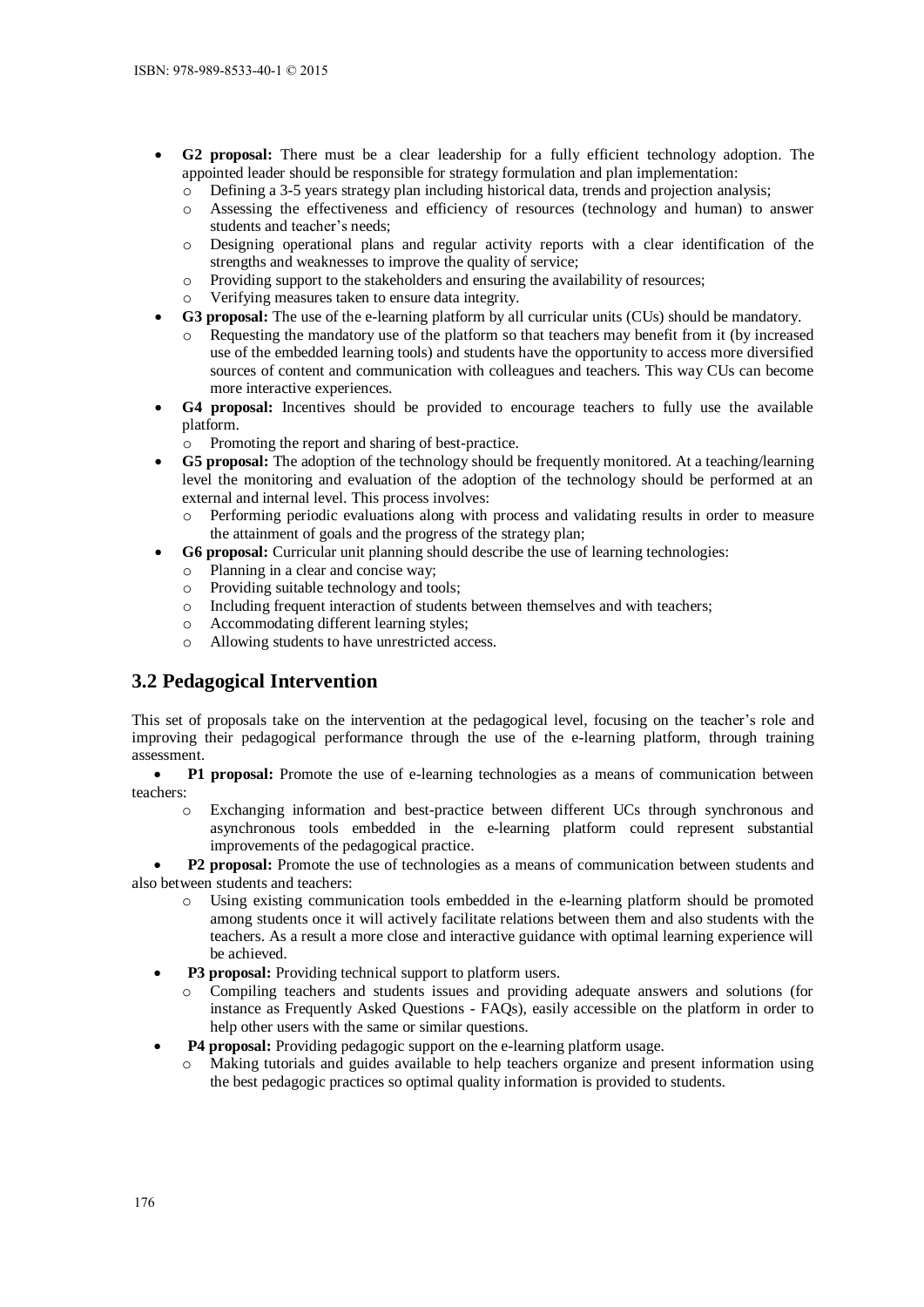- **G2 proposal:** There must be a clear leadership for a fully efficient technology adoption. The appointed leader should be responsible for strategy formulation and plan implementation:
  - Defining a 3-5 years strategy plan including historical data, trends and projection analysis;
  - Assessing the effectiveness and efficiency of resources (technology and human) to answer students and teacher's needs;
  - Designing operational plans and regular activity reports with a clear identification of the strengths and weaknesses to improve the quality of service;
  - Providing support to the stakeholders and ensuring the availability of resources;
  - Verifying measures taken to ensure data integrity.
- **G3 proposal:** The use of the e-learning platform by all curricular units (CUs) should be mandatory.
  - Requesting the mandatory use of the platform so that teachers may benefit from it (by increased use of the embedded learning tools) and students have the opportunity to access more diversified sources of content and communication with colleagues and teachers. This way CUs can become more interactive experiences.
- **G4 proposal:** Incentives should be provided to encourage teachers to fully use the available platform.
  - Promoting the report and sharing of best-practice.
- **G5 proposal:** The adoption of the technology should be frequently monitored. At a teaching/learning level the monitoring and evaluation of the adoption of the technology should be performed at an external and internal level. This process involves:
  - Performing periodic evaluations along with process and validating results in order to measure the attainment of goals and the progress of the strategy plan;
- **G6 proposal:** Curricular unit planning should describe the use of learning technologies:
  - Planning in a clear and concise way;
  - Providing suitable technology and tools;
  - Including frequent interaction of students between themselves and with teachers;
  - Accommodating different learning styles;
  - Allowing students to have unrestricted access.

## 3.2 Pedagogical Intervention

This set of proposals take on the intervention at the pedagogical level, focusing on the teacher's role and improving their pedagogical performance through the use of the e-learning platform, through training assessment.

- **P1 proposal:** Promote the use of e-learning technologies as a means of communication between teachers:
  - Exchanging information and best-practice between different UCs through synchronous and asynchronous tools embedded in the e-learning platform could represent substantial improvements of the pedagogical practice.
- **P2 proposal:** Promote the use of technologies as a means of communication between students and also between students and teachers:
  - Using existing communication tools embedded in the e-learning platform should be promoted among students once it will actively facilitate relations between them and also students with the teachers. As a result a more close and interactive guidance with optimal learning experience will be achieved.
- **P3 proposal:** Providing technical support to platform users.
  - Compiling teachers and students issues and providing adequate answers and solutions (for instance as Frequently Asked Questions - FAQs), easily accessible on the platform in order to help other users with the same or similar questions.
- **P4 proposal:** Providing pedagogic support on the e-learning platform usage.
  - Making tutorials and guides available to help teachers organize and present information using the best pedagogic practices so optimal quality information is provided to students.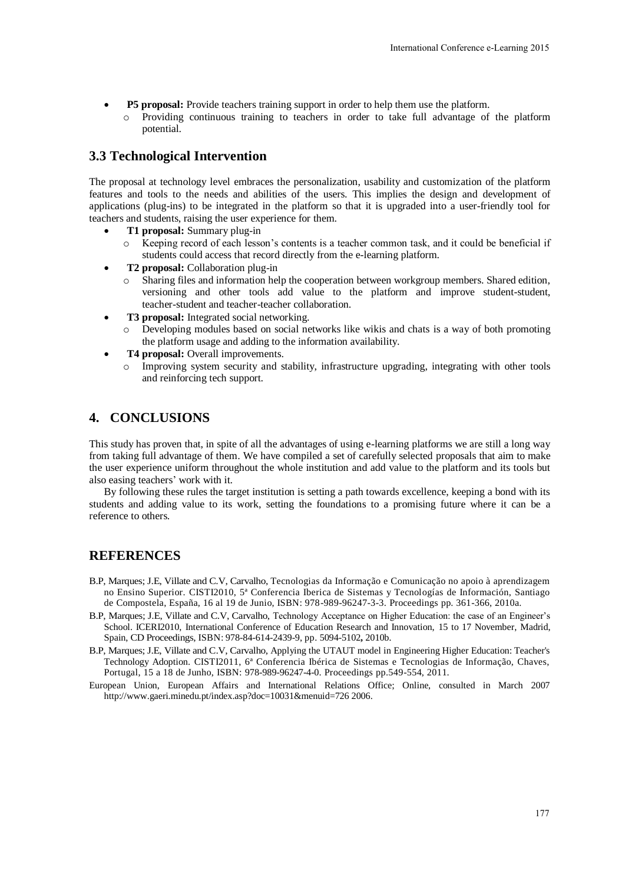- **P5 proposal:** Provide teachers training support in order to help them use the platform.
  - Providing continuous training to teachers in order to take full advantage of the platform potential.

### 3.3 Technological Intervention

The proposal at technology level embraces the personalization, usability and customization of the platform features and tools to the needs and abilities of the users. This implies the design and development of applications (plug-ins) to be integrated in the platform so that it is upgraded into a user-friendly tool for teachers and students, raising the user experience for them.

- **T1 proposal:** Summary plug-in
  - Keeping record of each lesson's contents is a teacher common task, and it could be beneficial if students could access that record directly from the e-learning platform.
- **T2 proposal:** Collaboration plug-in
  - Sharing files and information help the cooperation between workgroup members. Shared edition, versioning and other tools add value to the platform and improve student-student, teacher-student and teacher-teacher collaboration.
- **T3 proposal:** Integrated social networking.
  - Developing modules based on social networks like wikis and chats is a way of both promoting the platform usage and adding to the information availability.
- **T4 proposal:** Overall improvements.
  - Improving system security and stability, infrastructure upgrading, integrating with other tools and reinforcing tech support.

## 4. CONCLUSIONS

This study has proven that, in spite of all the advantages of using e-learning platforms we are still a long way from taking full advantage of them. We have compiled a set of carefully selected proposals that aim to make the user experience uniform throughout the whole institution and add value to the platform and its tools but also easing teachers' work with it.

By following these rules the target institution is setting a path towards excellence, keeping a bond with its students and adding value to its work, setting the foundations to a promising future where it can be a reference to others.

## REFERENCES

B.P, Marques; J.E, Villate and C.V, Carvalho, Tecnologias da Informação e Comunicação no apoio à aprendizagem no Ensino Superior. CISTI2010, 5ª Conferencia Iberica de Sistemas y Tecnologías de Información, Santiago de Compostela, España, 16 al 19 de Junio, ISBN: 978-989-96247-3-3. Proceedings pp. 361-366, 2010a.

B.P, Marques; J.E, Villate and C.V, Carvalho, Technology Acceptance on Higher Education: the case of an Engineer's School. ICERI2010, International Conference of Education Research and Innovation, 15 to 17 November, Madrid, Spain, CD Proceedings, ISBN: 978-84-614-2439-9, pp. 5094-5102**,** 2010b.

B.P, Marques; J.E, Villate and C.V, Carvalho, Applying the UTAUT model in Engineering Higher Education: Teacher's Technology Adoption. CISTI2011, 6ª Conferencia Ibérica de Sistemas e Tecnologias de Informação, Chaves, Portugal, 15 a 18 de Junho, ISBN: 978-989-96247-4-0. Proceedings pp.549-554, 2011.

European Union, European Affairs and International Relations Office; Online, consulted in March 2007 http://www.gaeri.minedu.pt/index.asp?doc=10031&menuid=726 2006.